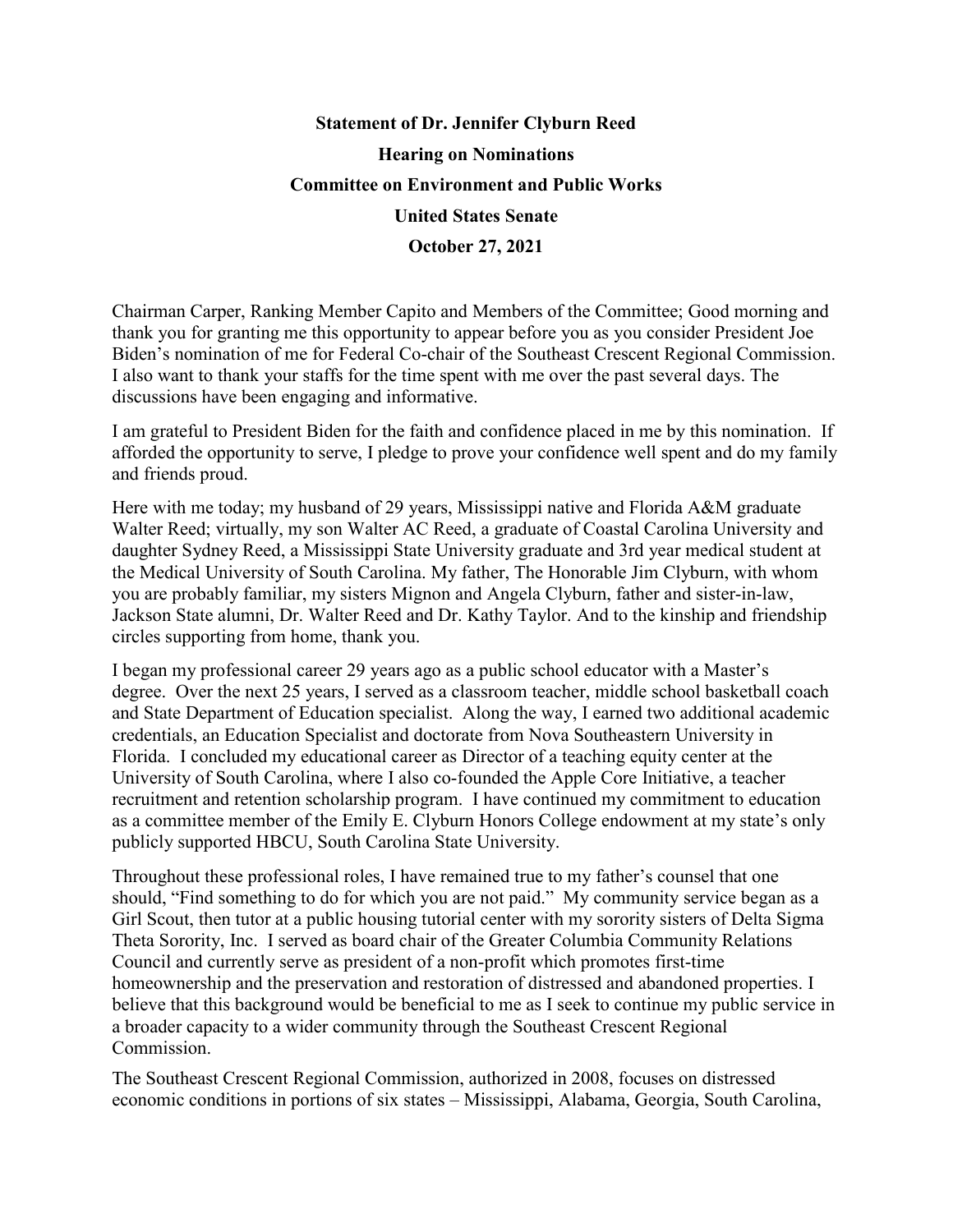**Statement of Dr. Jennifer Clyburn Reed**

**Hearing on Nominations**

**Committee on Environment and Public Works**

**United States Senate**

**October 27, 2021**

Chairman Carper, Ranking Member Capito and Members of the Committee; Good morning and thank you for granting me this opportunity to appear before you as you consider President Joe Biden's nomination of me for Federal Co-chair of the Southeast Crescent Regional Commission. I also want to thank your staffs for the time spent with me over the past several days. The discussions have been engaging and informative.

I am grateful to President Biden for the faith and confidence placed in me by this nomination. If afforded the opportunity to serve, I pledge to prove your confidence well spent and do my family and friends proud.

Here with me today; my husband of 29 years, Mississippi native and Florida A&M graduate Walter Reed; virtually, my son Walter AC Reed, a graduate of Coastal Carolina University and daughter Sydney Reed, a Mississippi State University graduate and 3rd year medical student at the Medical University of South Carolina. My father, The Honorable Jim Clyburn, with whom you are probably familiar, my sisters Mignon and Angela Clyburn, father and sister-in-law, Jackson State alumni, Dr. Walter Reed and Dr. Kathy Taylor. And to the kinship and friendship circles supporting from home, thank you.

I began my professional career 29 years ago as a public school educator with a Master's degree. Over the next 25 years, I served as a classroom teacher, middle school basketball coach and State Department of Education specialist. Along the way, I earned two additional academic credentials, an Education Specialist and doctorate from Nova Southeastern University in Florida. I concluded my educational career as Director of a teaching equity center at the University of South Carolina, where I also co-founded the Apple Core Initiative, a teacher recruitment and retention scholarship program. I have continued my commitment to education as a committee member of the Emily E. Clyburn Honors College endowment at my state's only publicly supported HBCU, South Carolina State University.

Throughout these professional roles, I have remained true to my father's counsel that one should, "Find something to do for which you are not paid." My community service began as a Girl Scout, then tutor at a public housing tutorial center with my sorority sisters of Delta Sigma Theta Sorority, Inc. I served as board chair of the Greater Columbia Community Relations Council and currently serve as president of a non-profit which promotes first-time homeownership and the preservation and restoration of distressed and abandoned properties. I believe that this background would be beneficial to me as I seek to continue my public service in a broader capacity to a wider community through the Southeast Crescent Regional Commission.

The Southeast Crescent Regional Commission, authorized in 2008, focuses on distressed economic conditions in portions of six states – Mississippi, Alabama, Georgia, South Carolina,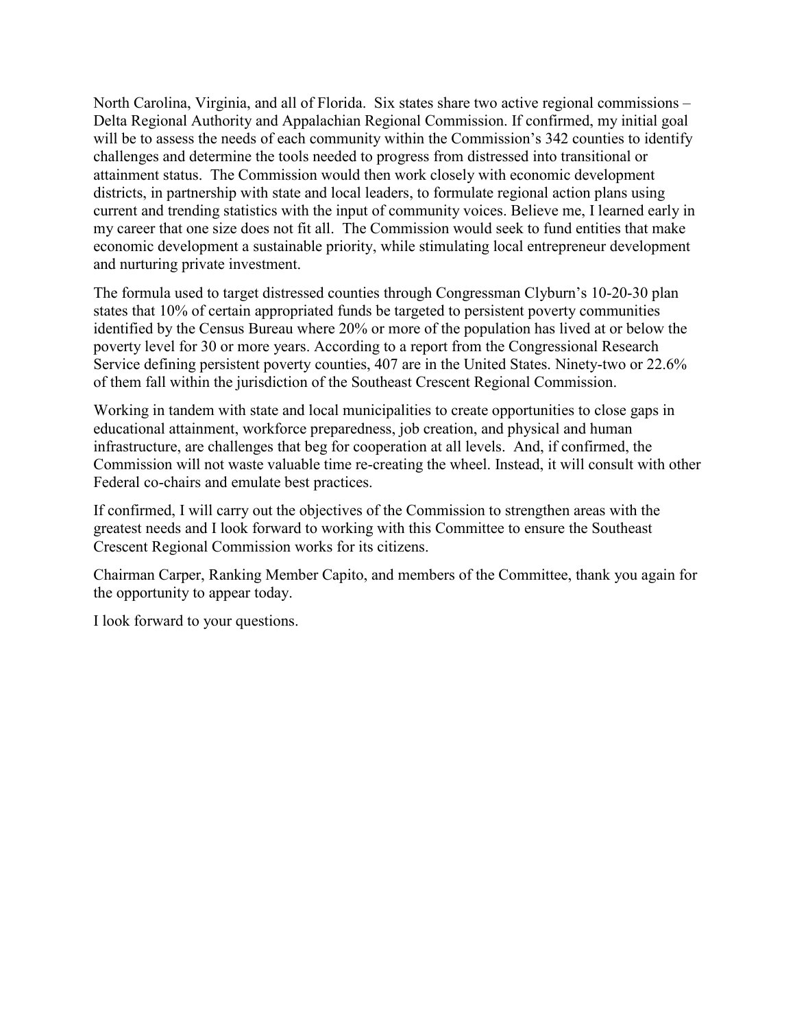North Carolina, Virginia, and all of Florida. Six states share two active regional commissions – Delta Regional Authority and Appalachian Regional Commission. If confirmed, my initial goal will be to assess the needs of each community within the Commission's 342 counties to identify challenges and determine the tools needed to progress from distressed into transitional or attainment status. The Commission would then work closely with economic development districts, in partnership with state and local leaders, to formulate regional action plans using current and trending statistics with the input of community voices. Believe me, I learned early in my career that one size does not fit all. The Commission would seek to fund entities that make economic development a sustainable priority, while stimulating local entrepreneur development and nurturing private investment.

The formula used to target distressed counties through Congressman Clyburn's 10-20-30 plan states that 10% of certain appropriated funds be targeted to persistent poverty communities identified by the Census Bureau where 20% or more of the population has lived at or below the poverty level for 30 or more years. According to a report from the Congressional Research Service defining persistent poverty counties, 407 are in the United States. Ninety-two or 22.6% of them fall within the jurisdiction of the Southeast Crescent Regional Commission.

Working in tandem with state and local municipalities to create opportunities to close gaps in educational attainment, workforce preparedness, job creation, and physical and human infrastructure, are challenges that beg for cooperation at all levels. And, if confirmed, the Commission will not waste valuable time re-creating the wheel. Instead, it will consult with other Federal co-chairs and emulate best practices.

If confirmed, I will carry out the objectives of the Commission to strengthen areas with the greatest needs and I look forward to working with this Committee to ensure the Southeast Crescent Regional Commission works for its citizens.

Chairman Carper, Ranking Member Capito, and members of the Committee, thank you again for the opportunity to appear today.

I look forward to your questions.